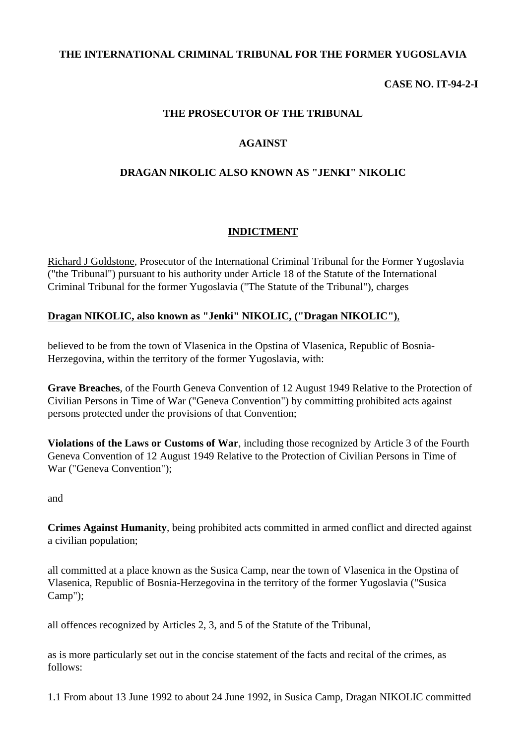**THE INTERNATIONAL CRIMINAL TRIBUNAL FOR THE FORMER YUGOSLAVIA**

**CASE NO. IT-94-2-I**

**THE PROSECUTOR OF THE TRIBUNAL**

**AGAINST**

**DRAGAN NIKOLIC ALSO KNOWN AS "JENKI" NIKOLIC**

# INDICTMENT

Richard J Goldstone, Prosecutor of the International Criminal Tribunal for the Former Yugoslavia ("the Tribunal") pursuant to his authority under Article 18 of the Statute of the International Criminal Tribunal for the former Yugoslavia ("The Statute of the Tribunal"), charges

**Dragan NIKOLIC, also known as "Jenki" NIKOLIC, ("Dragan NIKOLIC")**,

believed to be from the town of Vlasenica in the Opstina of Vlasenica, Republic of Bosnia-Herzegovina, within the territory of the former Yugoslavia, with:

**Grave Breaches**, of the Fourth Geneva Convention of 12 August 1949 Relative to the Protection of Civilian Persons in Time of War ("Geneva Convention") by committing prohibited acts against persons protected under the provisions of that Convention;

**Violations of the Laws or Customs of War**, including those recognized by Article 3 of the Fourth Geneva Convention of 12 August 1949 Relative to the Protection of Civilian Persons in Time of War ("Geneva Convention");

and

**Crimes Against Humanity**, being prohibited acts committed in armed conflict and directed against a civilian population;

all committed at a place known as the Susica Camp, near the town of Vlasenica in the Opstina of Vlasenica, Republic of Bosnia-Herzegovina in the territory of the former Yugoslavia ("Susica Camp");

all offences recognized by Articles 2, 3, and 5 of the Statute of the Tribunal,

as is more particularly set out in the concise statement of the facts and recital of the crimes, as follows:

1.1 From about 13 June 1992 to about 24 June 1992, in Susica Camp, Dragan NIKOLIC committed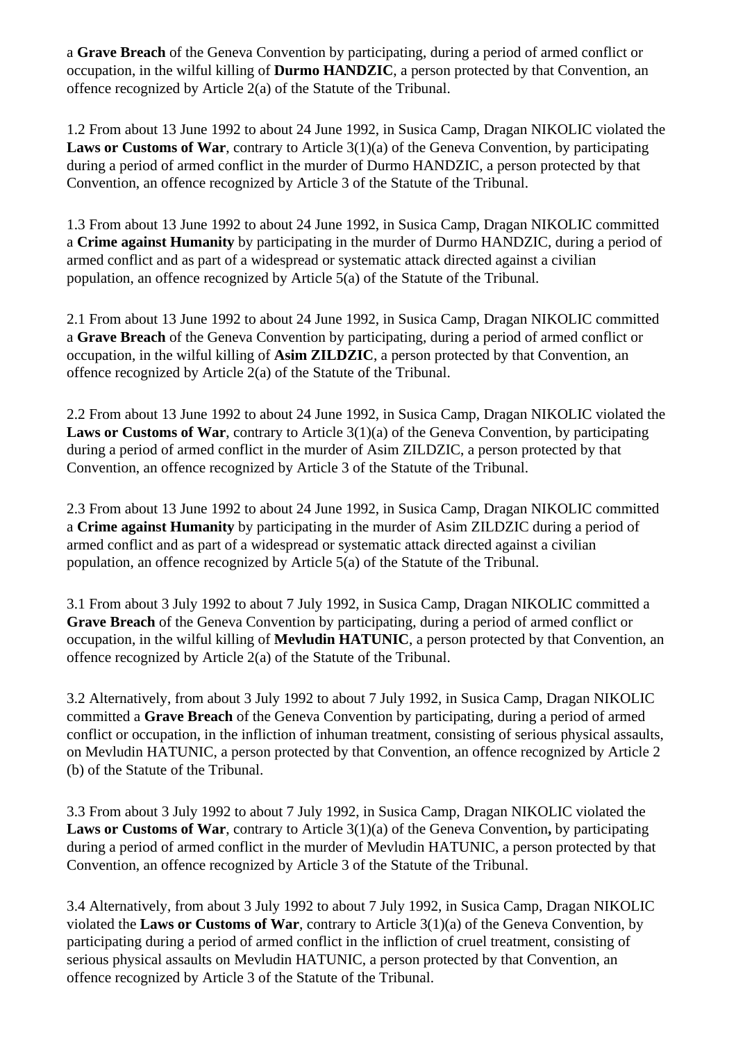a **Grave Breach** of the Geneva Convention by participating, during a period of armed conflict or occupation, in the wilful killing of **Durmo HANDZIC**, a person protected by that Convention, an offence recognized by Article 2(a) of the Statute of the Tribunal.

1.2 From about 13 June 1992 to about 24 June 1992, in Susica Camp, Dragan NIKOLIC violated the **Laws or Customs of War**, contrary to Article 3(1)(a) of the Geneva Convention, by participating during a period of armed conflict in the murder of Durmo HANDZIC, a person protected by that Convention, an offence recognized by Article 3 of the Statute of the Tribunal.

1.3 From about 13 June 1992 to about 24 June 1992, in Susica Camp, Dragan NIKOLIC committed a **Crime against Humanity** by participating in the murder of Durmo HANDZIC, during a period of armed conflict and as part of a widespread or systematic attack directed against a civilian population, an offence recognized by Article 5(a) of the Statute of the Tribunal.

2.1 From about 13 June 1992 to about 24 June 1992, in Susica Camp, Dragan NIKOLIC committed a **Grave Breach** of the Geneva Convention by participating, during a period of armed conflict or occupation, in the wilful killing of **Asim ZILDZIC**, a person protected by that Convention, an offence recognized by Article 2(a) of the Statute of the Tribunal.

2.2 From about 13 June 1992 to about 24 June 1992, in Susica Camp, Dragan NIKOLIC violated the **Laws or Customs of War**, contrary to Article 3(1)(a) of the Geneva Convention, by participating during a period of armed conflict in the murder of Asim ZILDZIC, a person protected by that Convention, an offence recognized by Article 3 of the Statute of the Tribunal.

2.3 From about 13 June 1992 to about 24 June 1992, in Susica Camp, Dragan NIKOLIC committed a **Crime against Humanity** by participating in the murder of Asim ZILDZIC during a period of armed conflict and as part of a widespread or systematic attack directed against a civilian population, an offence recognized by Article 5(a) of the Statute of the Tribunal.

3.1 From about 3 July 1992 to about 7 July 1992, in Susica Camp, Dragan NIKOLIC committed a **Grave Breach** of the Geneva Convention by participating, during a period of armed conflict or occupation, in the wilful killing of **Mevludin HATUNIC**, a person protected by that Convention, an offence recognized by Article 2(a) of the Statute of the Tribunal.

3.2 Alternatively, from about 3 July 1992 to about 7 July 1992, in Susica Camp, Dragan NIKOLIC committed a **Grave Breach** of the Geneva Convention by participating, during a period of armed conflict or occupation, in the infliction of inhuman treatment, consisting of serious physical assaults, on Mevludin HATUNIC, a person protected by that Convention, an offence recognized by Article 2 (b) of the Statute of the Tribunal.

3.3 From about 3 July 1992 to about 7 July 1992, in Susica Camp, Dragan NIKOLIC violated the **Laws or Customs of War**, contrary to Article 3(1)(a) of the Geneva Convention**,** by participating during a period of armed conflict in the murder of Mevludin HATUNIC, a person protected by that Convention, an offence recognized by Article 3 of the Statute of the Tribunal.

3.4 Alternatively, from about 3 July 1992 to about 7 July 1992, in Susica Camp, Dragan NIKOLIC violated the **Laws or Customs of War**, contrary to Article 3(1)(a) of the Geneva Convention, by participating during a period of armed conflict in the infliction of cruel treatment, consisting of serious physical assaults on Mevludin HATUNIC, a person protected by that Convention, an offence recognized by Article 3 of the Statute of the Tribunal.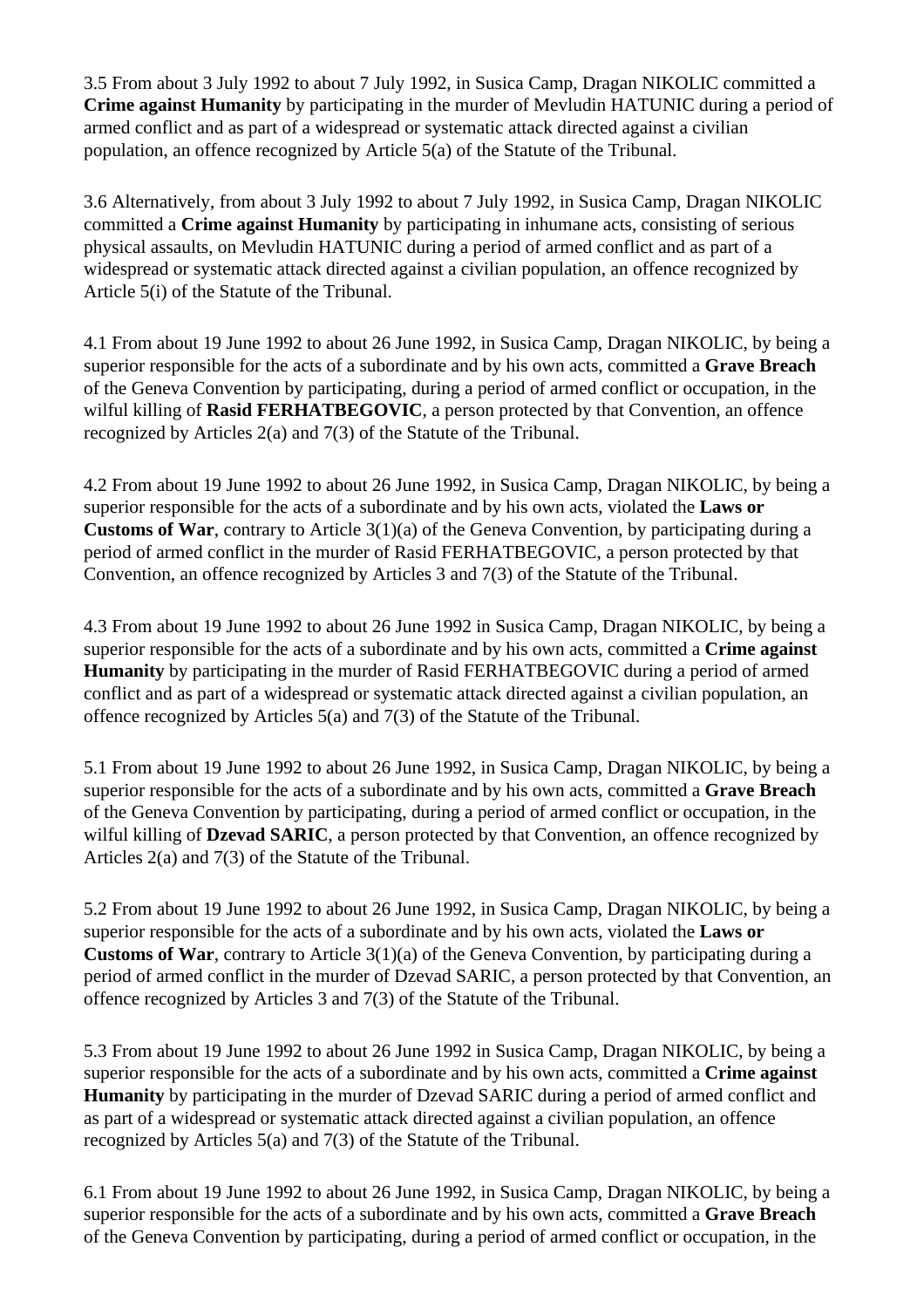3.5 From about 3 July 1992 to about 7 July 1992, in Susica Camp, Dragan NIKOLIC committed a **Crime against Humanity** by participating in the murder of Mevludin HATUNIC during a period of armed conflict and as part of a widespread or systematic attack directed against a civilian population, an offence recognized by Article 5(a) of the Statute of the Tribunal.

3.6 Alternatively, from about 3 July 1992 to about 7 July 1992, in Susica Camp, Dragan NIKOLIC committed a **Crime against Humanity** by participating in inhumane acts, consisting of serious physical assaults, on Mevludin HATUNIC during a period of armed conflict and as part of a widespread or systematic attack directed against a civilian population, an offence recognized by Article 5(i) of the Statute of the Tribunal.

4.1 From about 19 June 1992 to about 26 June 1992, in Susica Camp, Dragan NIKOLIC, by being a superior responsible for the acts of a subordinate and by his own acts, committed a **Grave Breach** of the Geneva Convention by participating, during a period of armed conflict or occupation, in the wilful killing of **Rasid FERHATBEGOVIC**, a person protected by that Convention, an offence recognized by Articles 2(a) and 7(3) of the Statute of the Tribunal.

4.2 From about 19 June 1992 to about 26 June 1992, in Susica Camp, Dragan NIKOLIC, by being a superior responsible for the acts of a subordinate and by his own acts, violated the **Laws or Customs of War**, contrary to Article 3(1)(a) of the Geneva Convention, by participating during a period of armed conflict in the murder of Rasid FERHATBEGOVIC, a person protected by that Convention, an offence recognized by Articles 3 and 7(3) of the Statute of the Tribunal.

4.3 From about 19 June 1992 to about 26 June 1992 in Susica Camp, Dragan NIKOLIC, by being a superior responsible for the acts of a subordinate and by his own acts, committed a **Crime against Humanity** by participating in the murder of Rasid FERHATBEGOVIC during a period of armed conflict and as part of a widespread or systematic attack directed against a civilian population, an offence recognized by Articles 5(a) and 7(3) of the Statute of the Tribunal.

5.1 From about 19 June 1992 to about 26 June 1992, in Susica Camp, Dragan NIKOLIC, by being a superior responsible for the acts of a subordinate and by his own acts, committed a **Grave Breach** of the Geneva Convention by participating, during a period of armed conflict or occupation, in the wilful killing of **Dzevad SARIC**, a person protected by that Convention, an offence recognized by Articles 2(a) and 7(3) of the Statute of the Tribunal.

5.2 From about 19 June 1992 to about 26 June 1992, in Susica Camp, Dragan NIKOLIC, by being a superior responsible for the acts of a subordinate and by his own acts, violated the **Laws or Customs of War**, contrary to Article 3(1)(a) of the Geneva Convention, by participating during a period of armed conflict in the murder of Dzevad SARIC, a person protected by that Convention, an offence recognized by Articles 3 and 7(3) of the Statute of the Tribunal.

5.3 From about 19 June 1992 to about 26 June 1992 in Susica Camp, Dragan NIKOLIC, by being a superior responsible for the acts of a subordinate and by his own acts, committed a **Crime against Humanity** by participating in the murder of Dzevad SARIC during a period of armed conflict and as part of a widespread or systematic attack directed against a civilian population, an offence recognized by Articles 5(a) and 7(3) of the Statute of the Tribunal.

6.1 From about 19 June 1992 to about 26 June 1992, in Susica Camp, Dragan NIKOLIC, by being a superior responsible for the acts of a subordinate and by his own acts, committed a **Grave Breach** of the Geneva Convention by participating, during a period of armed conflict or occupation, in the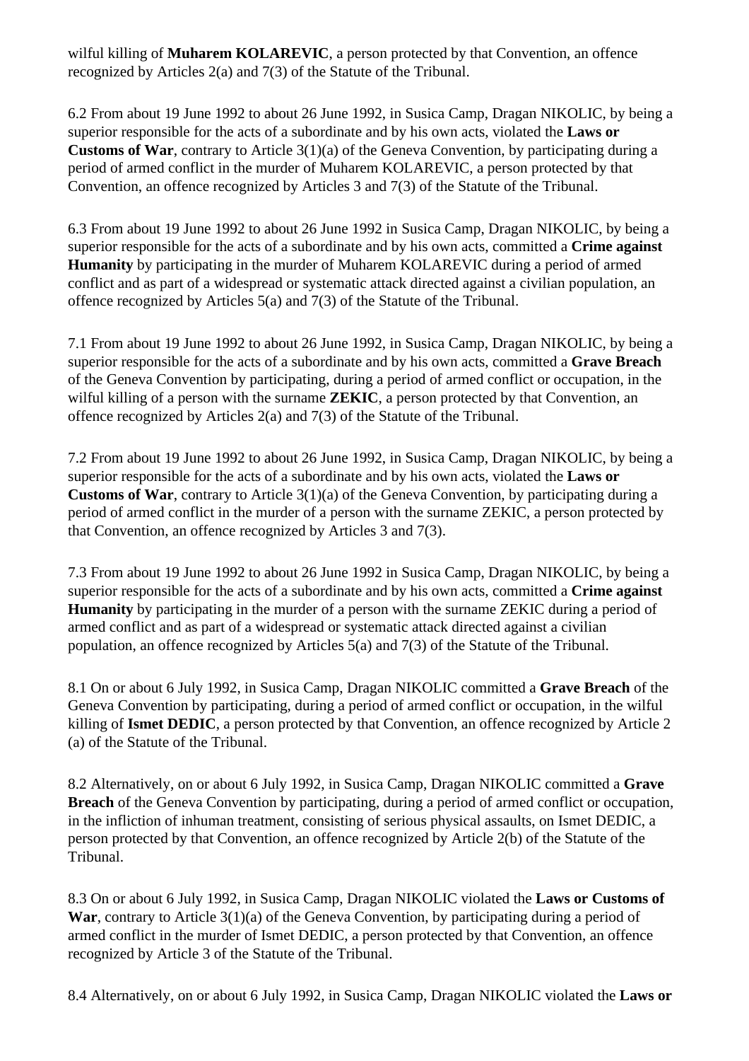wilful killing of **Muharem KOLAREVIC**, a person protected by that Convention, an offence recognized by Articles 2(a) and 7(3) of the Statute of the Tribunal.

6.2 From about 19 June 1992 to about 26 June 1992, in Susica Camp, Dragan NIKOLIC, by being a superior responsible for the acts of a subordinate and by his own acts, violated the **Laws or Customs of War**, contrary to Article 3(1)(a) of the Geneva Convention, by participating during a period of armed conflict in the murder of Muharem KOLAREVIC, a person protected by that Convention, an offence recognized by Articles 3 and 7(3) of the Statute of the Tribunal.

6.3 From about 19 June 1992 to about 26 June 1992 in Susica Camp, Dragan NIKOLIC, by being a superior responsible for the acts of a subordinate and by his own acts, committed a **Crime against Humanity** by participating in the murder of Muharem KOLAREVIC during a period of armed conflict and as part of a widespread or systematic attack directed against a civilian population, an offence recognized by Articles 5(a) and 7(3) of the Statute of the Tribunal.

7.1 From about 19 June 1992 to about 26 June 1992, in Susica Camp, Dragan NIKOLIC, by being a superior responsible for the acts of a subordinate and by his own acts, committed a **Grave Breach** of the Geneva Convention by participating, during a period of armed conflict or occupation, in the wilful killing of a person with the surname **ZEKIC**, a person protected by that Convention, an offence recognized by Articles 2(a) and 7(3) of the Statute of the Tribunal.

7.2 From about 19 June 1992 to about 26 June 1992, in Susica Camp, Dragan NIKOLIC, by being a superior responsible for the acts of a subordinate and by his own acts, violated the **Laws or Customs of War**, contrary to Article 3(1)(a) of the Geneva Convention, by participating during a period of armed conflict in the murder of a person with the surname ZEKIC, a person protected by that Convention, an offence recognized by Articles 3 and 7(3).

7.3 From about 19 June 1992 to about 26 June 1992 in Susica Camp, Dragan NIKOLIC, by being a superior responsible for the acts of a subordinate and by his own acts, committed a **Crime against Humanity** by participating in the murder of a person with the surname ZEKIC during a period of armed conflict and as part of a widespread or systematic attack directed against a civilian population, an offence recognized by Articles 5(a) and 7(3) of the Statute of the Tribunal.

8.1 On or about 6 July 1992, in Susica Camp, Dragan NIKOLIC committed a **Grave Breach** of the Geneva Convention by participating, during a period of armed conflict or occupation, in the wilful killing of **Ismet DEDIC**, a person protected by that Convention, an offence recognized by Article 2 (a) of the Statute of the Tribunal.

8.2 Alternatively, on or about 6 July 1992, in Susica Camp, Dragan NIKOLIC committed a **Grave Breach** of the Geneva Convention by participating, during a period of armed conflict or occupation, in the infliction of inhuman treatment, consisting of serious physical assaults, on Ismet DEDIC, a person protected by that Convention, an offence recognized by Article 2(b) of the Statute of the Tribunal.

8.3 On or about 6 July 1992, in Susica Camp, Dragan NIKOLIC violated the **Laws or Customs of War**, contrary to Article 3(1)(a) of the Geneva Convention, by participating during a period of armed conflict in the murder of Ismet DEDIC, a person protected by that Convention, an offence recognized by Article 3 of the Statute of the Tribunal.

8.4 Alternatively, on or about 6 July 1992, in Susica Camp, Dragan NIKOLIC violated the **Laws or**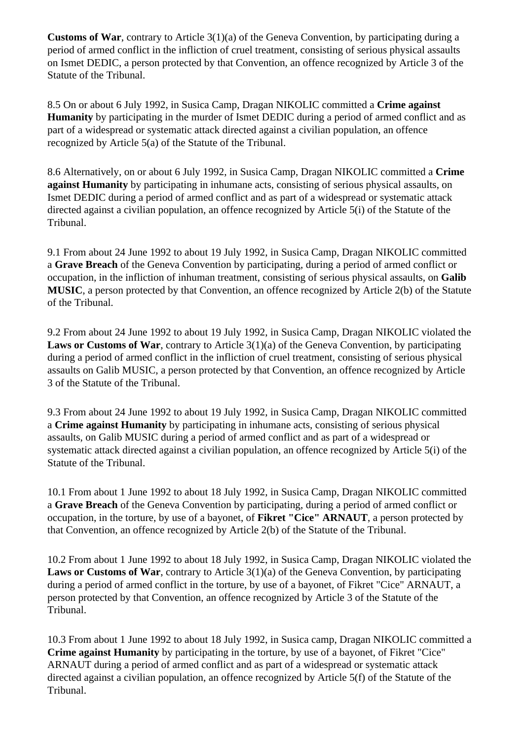**Customs of War**, contrary to Article 3(1)(a) of the Geneva Convention, by participating during a period of armed conflict in the infliction of cruel treatment, consisting of serious physical assaults on Ismet DEDIC, a person protected by that Convention, an offence recognized by Article 3 of the Statute of the Tribunal.

8.5 On or about 6 July 1992, in Susica Camp, Dragan NIKOLIC committed a **Crime against Humanity** by participating in the murder of Ismet DEDIC during a period of armed conflict and as part of a widespread or systematic attack directed against a civilian population, an offence recognized by Article 5(a) of the Statute of the Tribunal.

8.6 Alternatively, on or about 6 July 1992, in Susica Camp, Dragan NIKOLIC committed a **Crime against Humanity** by participating in inhumane acts, consisting of serious physical assaults, on Ismet DEDIC during a period of armed conflict and as part of a widespread or systematic attack directed against a civilian population, an offence recognized by Article 5(i) of the Statute of the Tribunal.

9.1 From about 24 June 1992 to about 19 July 1992, in Susica Camp, Dragan NIKOLIC committed a **Grave Breach** of the Geneva Convention by participating, during a period of armed conflict or occupation, in the infliction of inhuman treatment, consisting of serious physical assaults, on **Galib MUSIC**, a person protected by that Convention, an offence recognized by Article 2(b) of the Statute of the Tribunal.

9.2 From about 24 June 1992 to about 19 July 1992, in Susica Camp, Dragan NIKOLIC violated the **Laws or Customs of War**, contrary to Article 3(1)(a) of the Geneva Convention, by participating during a period of armed conflict in the infliction of cruel treatment, consisting of serious physical assaults on Galib MUSIC, a person protected by that Convention, an offence recognized by Article 3 of the Statute of the Tribunal.

9.3 From about 24 June 1992 to about 19 July 1992, in Susica Camp, Dragan NIKOLIC committed a **Crime against Humanity** by participating in inhumane acts, consisting of serious physical assaults, on Galib MUSIC during a period of armed conflict and as part of a widespread or systematic attack directed against a civilian population, an offence recognized by Article 5(i) of the Statute of the Tribunal.

10.1 From about 1 June 1992 to about 18 July 1992, in Susica Camp, Dragan NIKOLIC committed a **Grave Breach** of the Geneva Convention by participating, during a period of armed conflict or occupation, in the torture, by use of a bayonet, of **Fikret "Cice" ARNAUT**, a person protected by that Convention, an offence recognized by Article 2(b) of the Statute of the Tribunal.

10.2 From about 1 June 1992 to about 18 July 1992, in Susica Camp, Dragan NIKOLIC violated the **Laws or Customs of War**, contrary to Article 3(1)(a) of the Geneva Convention, by participating during a period of armed conflict in the torture, by use of a bayonet, of Fikret "Cice" ARNAUT, a person protected by that Convention, an offence recognized by Article 3 of the Statute of the Tribunal.

10.3 From about 1 June 1992 to about 18 July 1992, in Susica camp, Dragan NIKOLIC committed a **Crime against Humanity** by participating in the torture, by use of a bayonet, of Fikret "Cice" ARNAUT during a period of armed conflict and as part of a widespread or systematic attack directed against a civilian population, an offence recognized by Article 5(f) of the Statute of the Tribunal.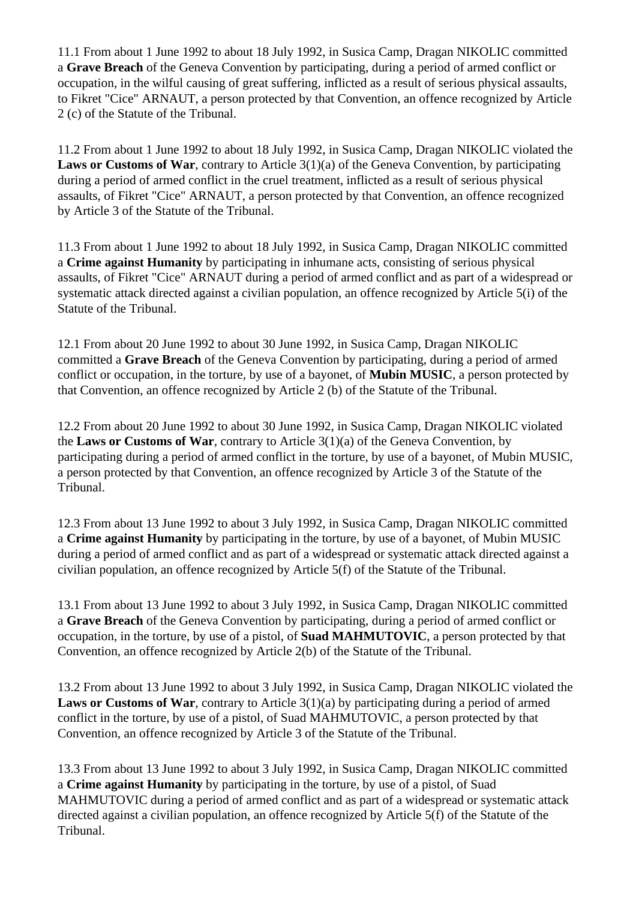11.1 From about 1 June 1992 to about 18 July 1992, in Susica Camp, Dragan NIKOLIC committed a **Grave Breach** of the Geneva Convention by participating, during a period of armed conflict or occupation, in the wilful causing of great suffering, inflicted as a result of serious physical assaults, to Fikret "Cice" ARNAUT, a person protected by that Convention, an offence recognized by Article 2 (c) of the Statute of the Tribunal.

11.2 From about 1 June 1992 to about 18 July 1992, in Susica Camp, Dragan NIKOLIC violated the **Laws or Customs of War**, contrary to Article 3(1)(a) of the Geneva Convention, by participating during a period of armed conflict in the cruel treatment, inflicted as a result of serious physical assaults, of Fikret "Cice" ARNAUT, a person protected by that Convention, an offence recognized by Article 3 of the Statute of the Tribunal.

11.3 From about 1 June 1992 to about 18 July 1992, in Susica Camp, Dragan NIKOLIC committed a **Crime against Humanity** by participating in inhumane acts, consisting of serious physical assaults, of Fikret "Cice" ARNAUT during a period of armed conflict and as part of a widespread or systematic attack directed against a civilian population, an offence recognized by Article 5(i) of the Statute of the Tribunal.

12.1 From about 20 June 1992 to about 30 June 1992, in Susica Camp, Dragan NIKOLIC committed a **Grave Breach** of the Geneva Convention by participating, during a period of armed conflict or occupation, in the torture, by use of a bayonet, of **Mubin MUSIC**, a person protected by that Convention, an offence recognized by Article 2 (b) of the Statute of the Tribunal.

12.2 From about 20 June 1992 to about 30 June 1992, in Susica Camp, Dragan NIKOLIC violated the **Laws or Customs of War**, contrary to Article 3(1)(a) of the Geneva Convention, by participating during a period of armed conflict in the torture, by use of a bayonet, of Mubin MUSIC, a person protected by that Convention, an offence recognized by Article 3 of the Statute of the Tribunal.

12.3 From about 13 June 1992 to about 3 July 1992, in Susica Camp, Dragan NIKOLIC committed a **Crime against Humanity** by participating in the torture, by use of a bayonet, of Mubin MUSIC during a period of armed conflict and as part of a widespread or systematic attack directed against a civilian population, an offence recognized by Article 5(f) of the Statute of the Tribunal.

13.1 From about 13 June 1992 to about 3 July 1992, in Susica Camp, Dragan NIKOLIC committed a **Grave Breach** of the Geneva Convention by participating, during a period of armed conflict or occupation, in the torture, by use of a pistol, of **Suad MAHMUTOVIC**, a person protected by that Convention, an offence recognized by Article 2(b) of the Statute of the Tribunal.

13.2 From about 13 June 1992 to about 3 July 1992, in Susica Camp, Dragan NIKOLIC violated the **Laws or Customs of War**, contrary to Article 3(1)(a) by participating during a period of armed conflict in the torture, by use of a pistol, of Suad MAHMUTOVIC, a person protected by that Convention, an offence recognized by Article 3 of the Statute of the Tribunal.

13.3 From about 13 June 1992 to about 3 July 1992, in Susica Camp, Dragan NIKOLIC committed a **Crime against Humanity** by participating in the torture, by use of a pistol, of Suad MAHMUTOVIC during a period of armed conflict and as part of a widespread or systematic attack directed against a civilian population, an offence recognized by Article 5(f) of the Statute of the Tribunal.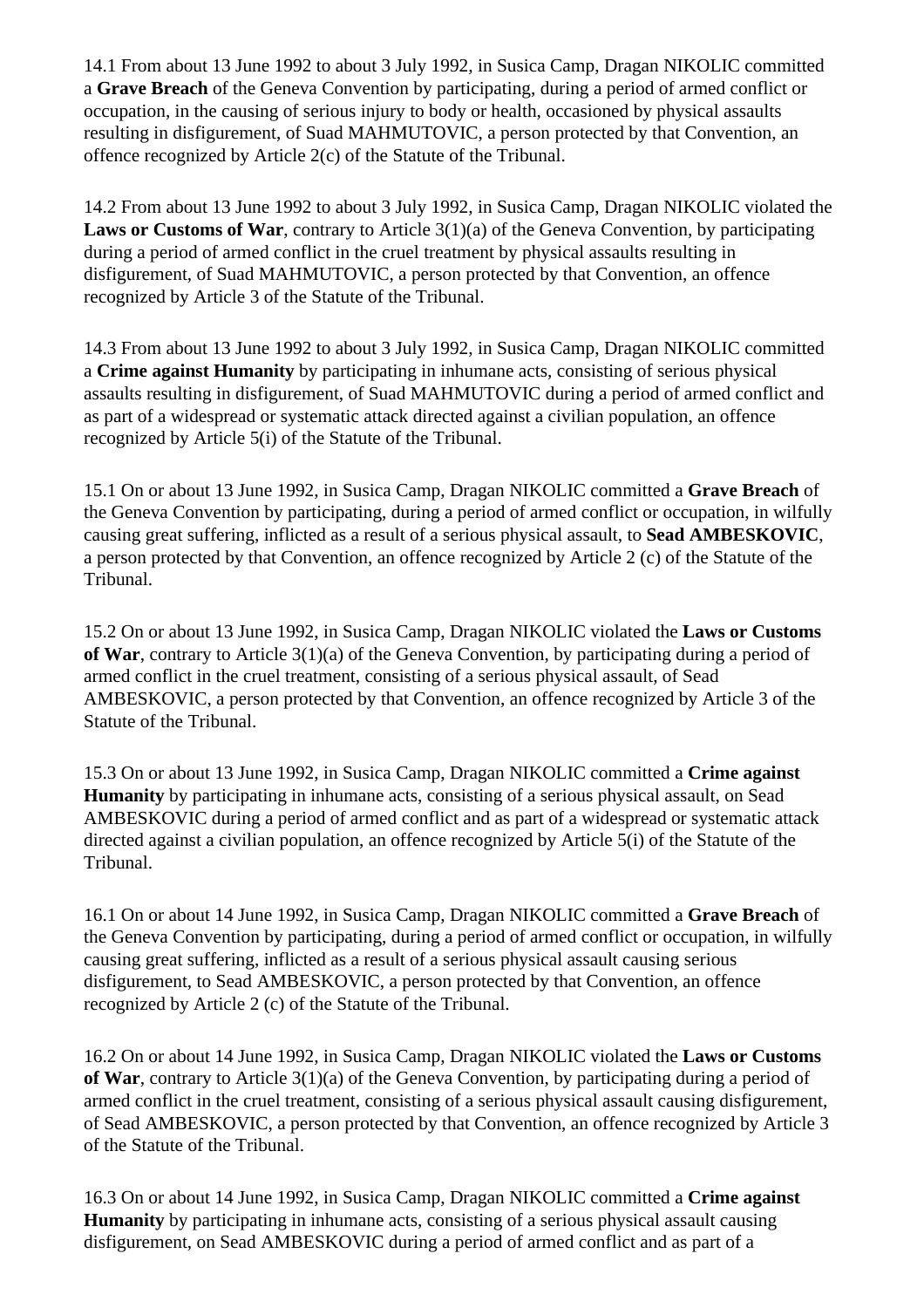14.1 From about 13 June 1992 to about 3 July 1992, in Susica Camp, Dragan NIKOLIC committed a **Grave Breach** of the Geneva Convention by participating, during a period of armed conflict or occupation, in the causing of serious injury to body or health, occasioned by physical assaults resulting in disfigurement, of Suad MAHMUTOVIC, a person protected by that Convention, an offence recognized by Article 2(c) of the Statute of the Tribunal.

14.2 From about 13 June 1992 to about 3 July 1992, in Susica Camp, Dragan NIKOLIC violated the **Laws or Customs of War**, contrary to Article 3(1)(a) of the Geneva Convention, by participating during a period of armed conflict in the cruel treatment by physical assaults resulting in disfigurement, of Suad MAHMUTOVIC, a person protected by that Convention, an offence recognized by Article 3 of the Statute of the Tribunal.

14.3 From about 13 June 1992 to about 3 July 1992, in Susica Camp, Dragan NIKOLIC committed a **Crime against Humanity** by participating in inhumane acts, consisting of serious physical assaults resulting in disfigurement, of Suad MAHMUTOVIC during a period of armed conflict and as part of a widespread or systematic attack directed against a civilian population, an offence recognized by Article 5(i) of the Statute of the Tribunal.

15.1 On or about 13 June 1992, in Susica Camp, Dragan NIKOLIC committed a **Grave Breach** of the Geneva Convention by participating, during a period of armed conflict or occupation, in wilfully causing great suffering, inflicted as a result of a serious physical assault, to **Sead AMBESKOVIC**, a person protected by that Convention, an offence recognized by Article 2 (c) of the Statute of the Tribunal.

15.2 On or about 13 June 1992, in Susica Camp, Dragan NIKOLIC violated the **Laws or Customs of War**, contrary to Article 3(1)(a) of the Geneva Convention, by participating during a period of armed conflict in the cruel treatment, consisting of a serious physical assault, of Sead AMBESKOVIC, a person protected by that Convention, an offence recognized by Article 3 of the Statute of the Tribunal.

15.3 On or about 13 June 1992, in Susica Camp, Dragan NIKOLIC committed a **Crime against Humanity** by participating in inhumane acts, consisting of a serious physical assault, on Sead AMBESKOVIC during a period of armed conflict and as part of a widespread or systematic attack directed against a civilian population, an offence recognized by Article 5(i) of the Statute of the Tribunal.

16.1 On or about 14 June 1992, in Susica Camp, Dragan NIKOLIC committed a **Grave Breach** of the Geneva Convention by participating, during a period of armed conflict or occupation, in wilfully causing great suffering, inflicted as a result of a serious physical assault causing serious disfigurement, to Sead AMBESKOVIC, a person protected by that Convention, an offence recognized by Article 2 (c) of the Statute of the Tribunal.

16.2 On or about 14 June 1992, in Susica Camp, Dragan NIKOLIC violated the **Laws or Customs of War**, contrary to Article 3(1)(a) of the Geneva Convention, by participating during a period of armed conflict in the cruel treatment, consisting of a serious physical assault causing disfigurement, of Sead AMBESKOVIC, a person protected by that Convention, an offence recognized by Article 3 of the Statute of the Tribunal.

16.3 On or about 14 June 1992, in Susica Camp, Dragan NIKOLIC committed a **Crime against Humanity** by participating in inhumane acts, consisting of a serious physical assault causing disfigurement, on Sead AMBESKOVIC during a period of armed conflict and as part of a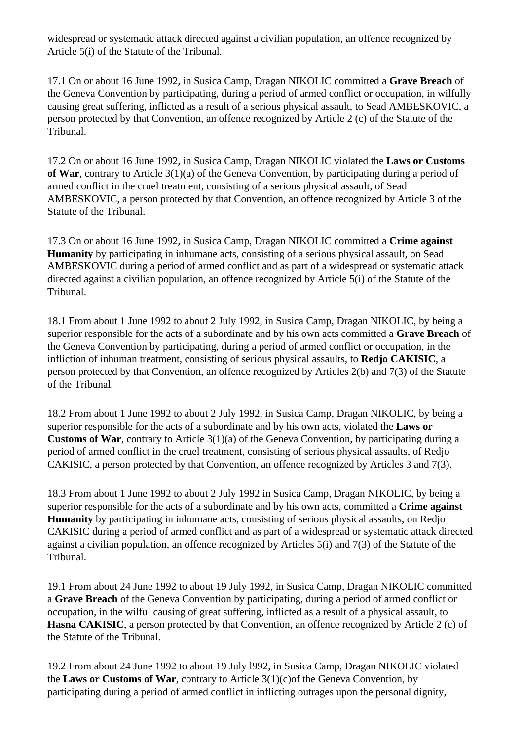widespread or systematic attack directed against a civilian population, an offence recognized by Article 5(i) of the Statute of the Tribunal.

17.1 On or about 16 June 1992, in Susica Camp, Dragan NIKOLIC committed a **Grave Breach** of the Geneva Convention by participating, during a period of armed conflict or occupation, in wilfully causing great suffering, inflicted as a result of a serious physical assault, to Sead AMBESKOVIC, a person protected by that Convention, an offence recognized by Article 2 (c) of the Statute of the Tribunal.

17.2 On or about 16 June 1992, in Susica Camp, Dragan NIKOLIC violated the **Laws or Customs of War**, contrary to Article 3(1)(a) of the Geneva Convention, by participating during a period of armed conflict in the cruel treatment, consisting of a serious physical assault, of Sead AMBESKOVIC, a person protected by that Convention, an offence recognized by Article 3 of the Statute of the Tribunal.

17.3 On or about 16 June 1992, in Susica Camp, Dragan NIKOLIC committed a **Crime against Humanity** by participating in inhumane acts, consisting of a serious physical assault, on Sead AMBESKOVIC during a period of armed conflict and as part of a widespread or systematic attack directed against a civilian population, an offence recognized by Article 5(i) of the Statute of the Tribunal.

18.1 From about 1 June 1992 to about 2 July 1992, in Susica Camp, Dragan NIKOLIC, by being a superior responsible for the acts of a subordinate and by his own acts committed a **Grave Breach** of the Geneva Convention by participating, during a period of armed conflict or occupation, in the infliction of inhuman treatment, consisting of serious physical assaults, to **Redjo CAKISIC**, a person protected by that Convention, an offence recognized by Articles 2(b) and 7(3) of the Statute of the Tribunal.

18.2 From about 1 June 1992 to about 2 July 1992, in Susica Camp, Dragan NIKOLIC, by being a superior responsible for the acts of a subordinate and by his own acts, violated the **Laws or Customs of War**, contrary to Article 3(1)(a) of the Geneva Convention, by participating during a period of armed conflict in the cruel treatment, consisting of serious physical assaults, of Redjo CAKISIC, a person protected by that Convention, an offence recognized by Articles 3 and 7(3).

18.3 From about 1 June 1992 to about 2 July 1992 in Susica Camp, Dragan NIKOLIC, by being a superior responsible for the acts of a subordinate and by his own acts, committed a **Crime against Humanity** by participating in inhumane acts, consisting of serious physical assaults, on Redjo CAKISIC during a period of armed conflict and as part of a widespread or systematic attack directed against a civilian population, an offence recognized by Articles 5(i) and 7(3) of the Statute of the Tribunal.

19.1 From about 24 June 1992 to about 19 July 1992, in Susica Camp, Dragan NIKOLIC committed a **Grave Breach** of the Geneva Convention by participating, during a period of armed conflict or occupation, in the wilful causing of great suffering, inflicted as a result of a physical assault, to **Hasna CAKISIC**, a person protected by that Convention, an offence recognized by Article 2 (c) of the Statute of the Tribunal.

19.2 From about 24 June 1992 to about 19 July l992, in Susica Camp, Dragan NIKOLIC violated the **Laws or Customs of War**, contrary to Article 3(1)(c)of the Geneva Convention, by participating during a period of armed conflict in inflicting outrages upon the personal dignity,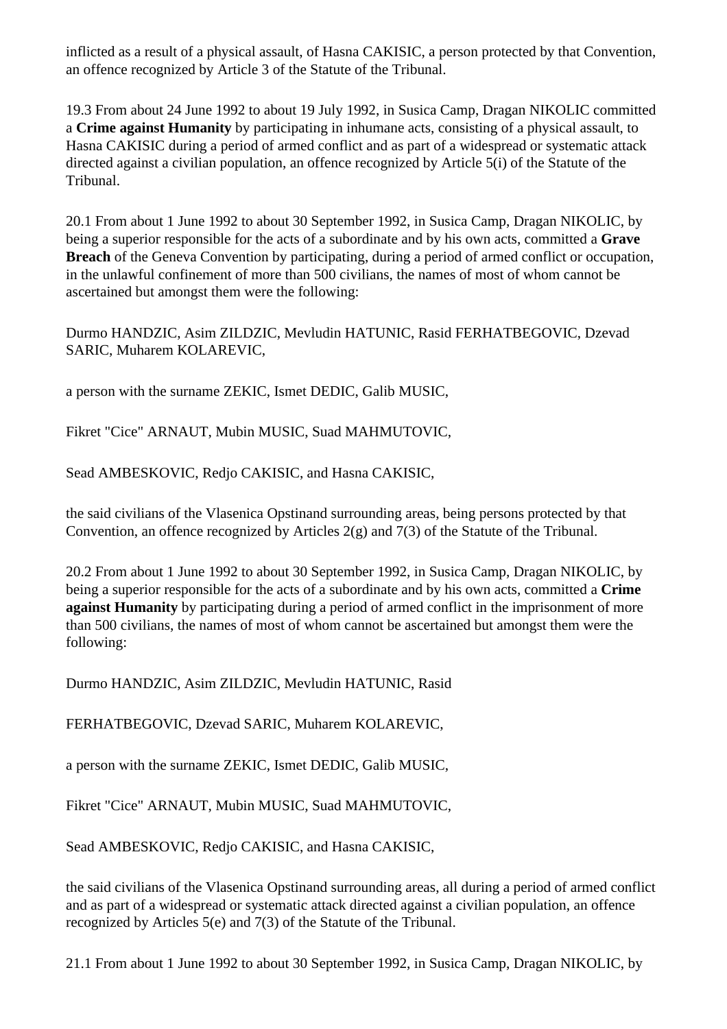inflicted as a result of a physical assault, of Hasna CAKISIC, a person protected by that Convention, an offence recognized by Article 3 of the Statute of the Tribunal.

19.3 From about 24 June 1992 to about 19 July 1992, in Susica Camp, Dragan NIKOLIC committed a **Crime against Humanity** by participating in inhumane acts, consisting of a physical assault, to Hasna CAKISIC during a period of armed conflict and as part of a widespread or systematic attack directed against a civilian population, an offence recognized by Article 5(i) of the Statute of the Tribunal.

20.1 From about 1 June 1992 to about 30 September 1992, in Susica Camp, Dragan NIKOLIC, by being a superior responsible for the acts of a subordinate and by his own acts, committed a **Grave Breach** of the Geneva Convention by participating, during a period of armed conflict or occupation, in the unlawful confinement of more than 500 civilians, the names of most of whom cannot be ascertained but amongst them were the following:

Durmo HANDZIC, Asim ZILDZIC, Mevludin HATUNIC, Rasid FERHATBEGOVIC, Dzevad SARIC, Muharem KOLAREVIC,

a person with the surname ZEKIC, Ismet DEDIC, Galib MUSIC,

Fikret "Cice" ARNAUT, Mubin MUSIC, Suad MAHMUTOVIC,

Sead AMBESKOVIC, Redjo CAKISIC, and Hasna CAKISIC,

the said civilians of the Vlasenica Opstinand surrounding areas, being persons protected by that Convention, an offence recognized by Articles 2(g) and 7(3) of the Statute of the Tribunal.

20.2 From about 1 June 1992 to about 30 September 1992, in Susica Camp, Dragan NIKOLIC, by being a superior responsible for the acts of a subordinate and by his own acts, committed a **Crime against Humanity** by participating during a period of armed conflict in the imprisonment of more than 500 civilians, the names of most of whom cannot be ascertained but amongst them were the following:

Durmo HANDZIC, Asim ZILDZIC, Mevludin HATUNIC, Rasid

FERHATBEGOVIC, Dzevad SARIC, Muharem KOLAREVIC,

a person with the surname ZEKIC, Ismet DEDIC, Galib MUSIC,

Fikret "Cice" ARNAUT, Mubin MUSIC, Suad MAHMUTOVIC,

Sead AMBESKOVIC, Redjo CAKISIC, and Hasna CAKISIC,

the said civilians of the Vlasenica Opstinand surrounding areas, all during a period of armed conflict and as part of a widespread or systematic attack directed against a civilian population, an offence recognized by Articles 5(e) and 7(3) of the Statute of the Tribunal.

21.1 From about 1 June 1992 to about 30 September 1992, in Susica Camp, Dragan NIKOLIC, by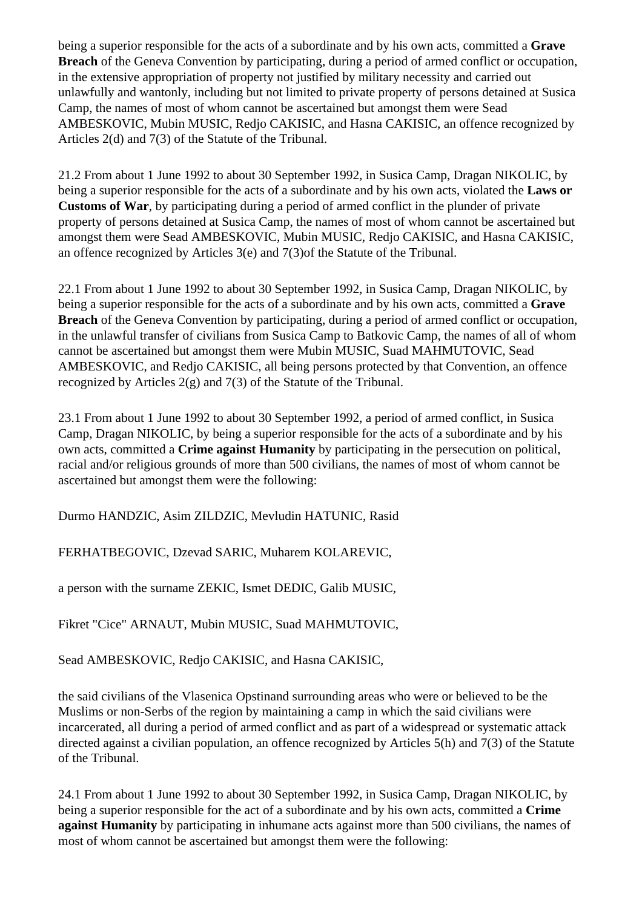being a superior responsible for the acts of a subordinate and by his own acts, committed a **Grave Breach** of the Geneva Convention by participating, during a period of armed conflict or occupation, in the extensive appropriation of property not justified by military necessity and carried out unlawfully and wantonly, including but not limited to private property of persons detained at Susica Camp, the names of most of whom cannot be ascertained but amongst them were Sead AMBESKOVIC, Mubin MUSIC, Redjo CAKISIC, and Hasna CAKISIC, an offence recognized by Articles 2(d) and 7(3) of the Statute of the Tribunal.

21.2 From about 1 June 1992 to about 30 September 1992, in Susica Camp, Dragan NIKOLIC, by being a superior responsible for the acts of a subordinate and by his own acts, violated the **Laws or Customs of War**, by participating during a period of armed conflict in the plunder of private property of persons detained at Susica Camp, the names of most of whom cannot be ascertained but amongst them were Sead AMBESKOVIC, Mubin MUSIC, Redjo CAKISIC, and Hasna CAKISIC, an offence recognized by Articles 3(e) and 7(3)of the Statute of the Tribunal.

22.1 From about 1 June 1992 to about 30 September 1992, in Susica Camp, Dragan NIKOLIC, by being a superior responsible for the acts of a subordinate and by his own acts, committed a **Grave Breach** of the Geneva Convention by participating, during a period of armed conflict or occupation, in the unlawful transfer of civilians from Susica Camp to Batkovic Camp, the names of all of whom cannot be ascertained but amongst them were Mubin MUSIC, Suad MAHMUTOVIC, Sead AMBESKOVIC, and Redjo CAKISIC, all being persons protected by that Convention, an offence recognized by Articles 2(g) and 7(3) of the Statute of the Tribunal.

23.1 From about 1 June 1992 to about 30 September 1992, a period of armed conflict, in Susica Camp, Dragan NIKOLIC, by being a superior responsible for the acts of a subordinate and by his own acts, committed a **Crime against Humanity** by participating in the persecution on political, racial and/or religious grounds of more than 500 civilians, the names of most of whom cannot be ascertained but amongst them were the following:

Durmo HANDZIC, Asim ZILDZIC, Mevludin HATUNIC, Rasid

FERHATBEGOVIC, Dzevad SARIC, Muharem KOLAREVIC,

a person with the surname ZEKIC, Ismet DEDIC, Galib MUSIC,

Fikret "Cice" ARNAUT, Mubin MUSIC, Suad MAHMUTOVIC,

Sead AMBESKOVIC, Redjo CAKISIC, and Hasna CAKISIC,

the said civilians of the Vlasenica Opstinand surrounding areas who were or believed to be the Muslims or non-Serbs of the region by maintaining a camp in which the said civilians were incarcerated, all during a period of armed conflict and as part of a widespread or systematic attack directed against a civilian population, an offence recognized by Articles 5(h) and 7(3) of the Statute of the Tribunal.

24.1 From about 1 June 1992 to about 30 September 1992, in Susica Camp, Dragan NIKOLIC, by being a superior responsible for the act of a subordinate and by his own acts, committed a **Crime against Humanity** by participating in inhumane acts against more than 500 civilians, the names of most of whom cannot be ascertained but amongst them were the following: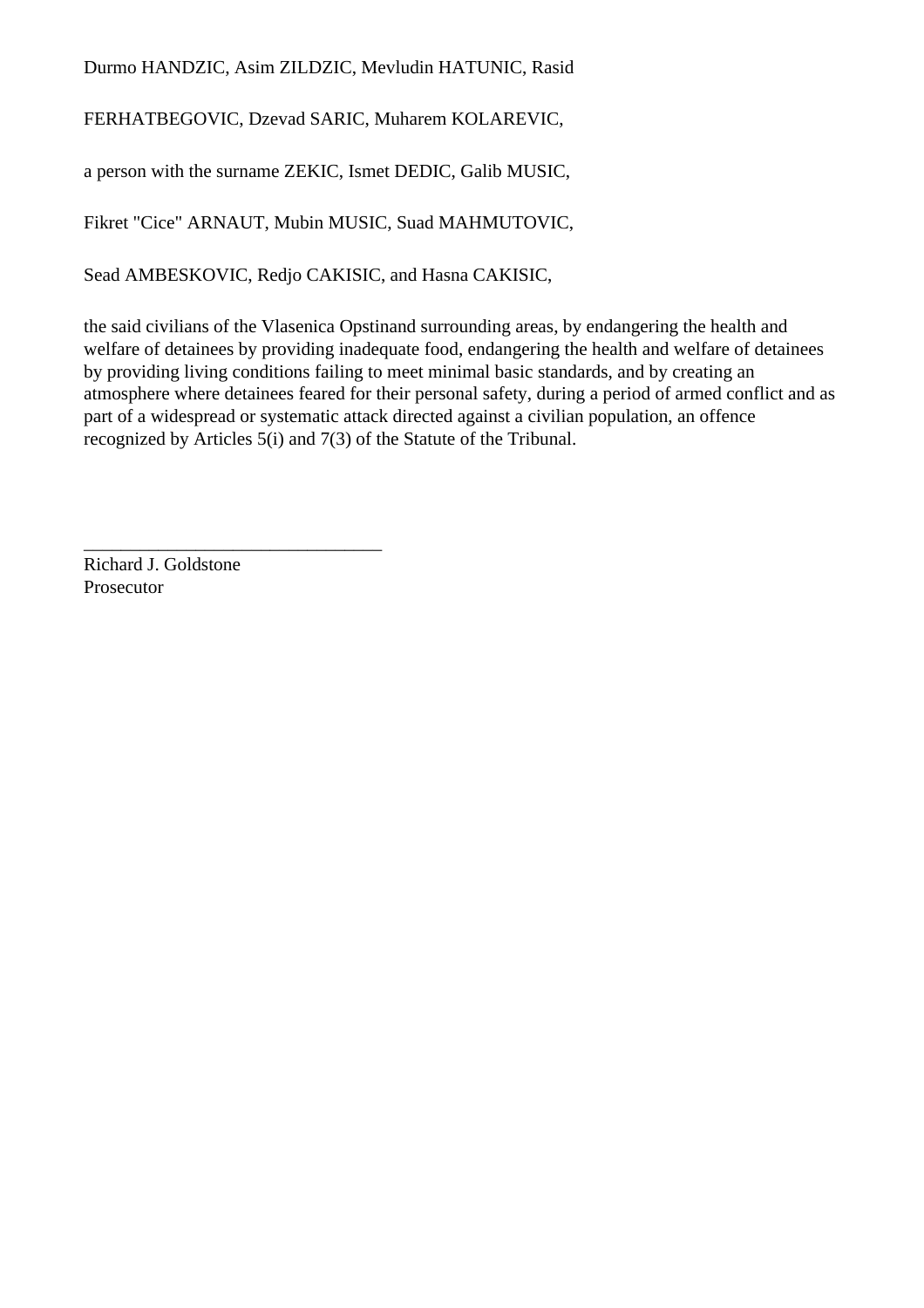Durmo HANDZIC, Asim ZILDZIC, Mevludin HATUNIC, Rasid

FERHATBEGOVIC, Dzevad SARIC, Muharem KOLAREVIC,

a person with the surname ZEKIC, Ismet DEDIC, Galib MUSIC,

Fikret "Cice" ARNAUT, Mubin MUSIC, Suad MAHMUTOVIC,

Sead AMBESKOVIC, Redjo CAKISIC, and Hasna CAKISIC,

the said civilians of the Vlasenica Opstinand surrounding areas, by endangering the health and welfare of detainees by providing inadequate food, endangering the health and welfare of detainees by providing living conditions failing to meet minimal basic standards, and by creating an atmosphere where detainees feared for their personal safety, during a period of armed conflict and as part of a widespread or systematic attack directed against a civilian population, an offence recognized by Articles 5(i) and 7(3) of the Statute of the Tribunal.

________________________________
Richard J. Goldstone
Prosecutor